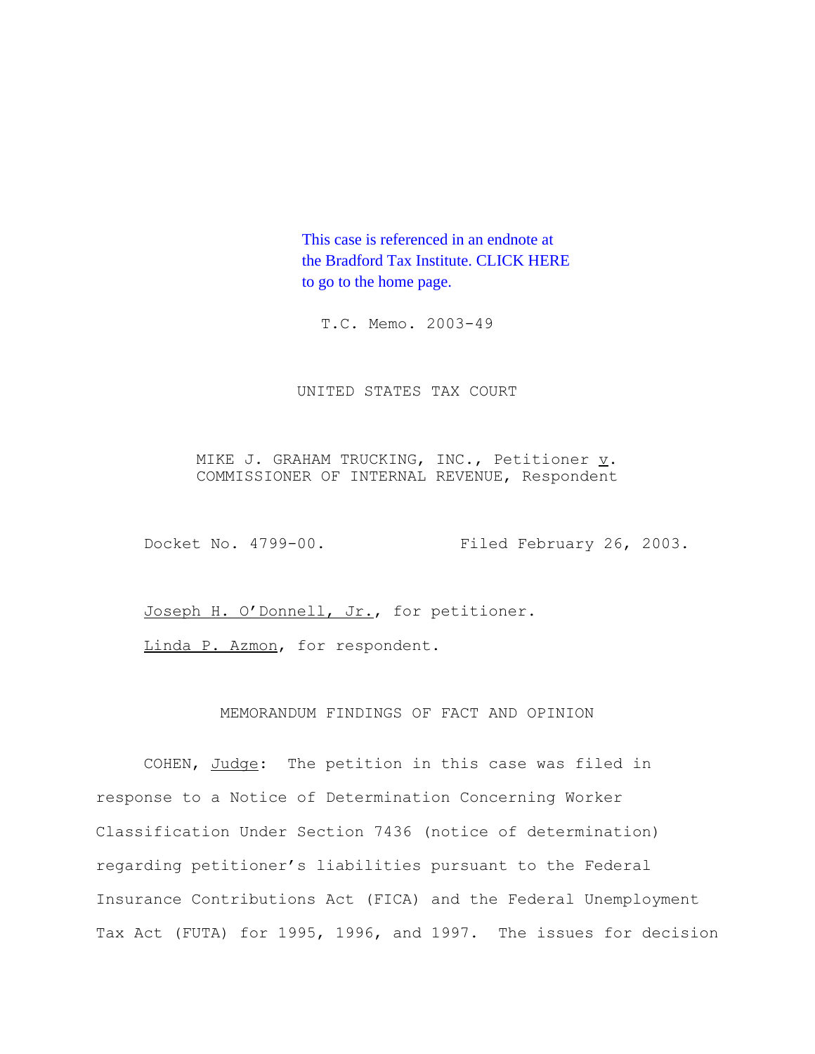This case is referenced in an endnote at the Bradford Tax Institute. CLICK HERE to go to the home page.

T.C. Memo. 2003-49

UNITED STATES TAX COURT

MIKE J. GRAHAM TRUCKING, INC., Petitioner v. COMMISSIONER OF INTERNAL REVENUE, Respondent

Docket No. 4799-00. Filed February 26, 2003.

Joseph H. O'Donnell, Jr., for petitioner.

Linda P. Azmon, for respondent.

MEMORANDUM FINDINGS OF FACT AND OPINION

COHEN, Judge: The petition in this case was filed in response to a Notice of Determination Concerning Worker Classification Under Section 7436 (notice of determination) regarding petitioner's liabilities pursuant to the Federal Insurance Contributions Act (FICA) and the Federal Unemployment Tax Act (FUTA) for 1995, 1996, and 1997. The issues for decision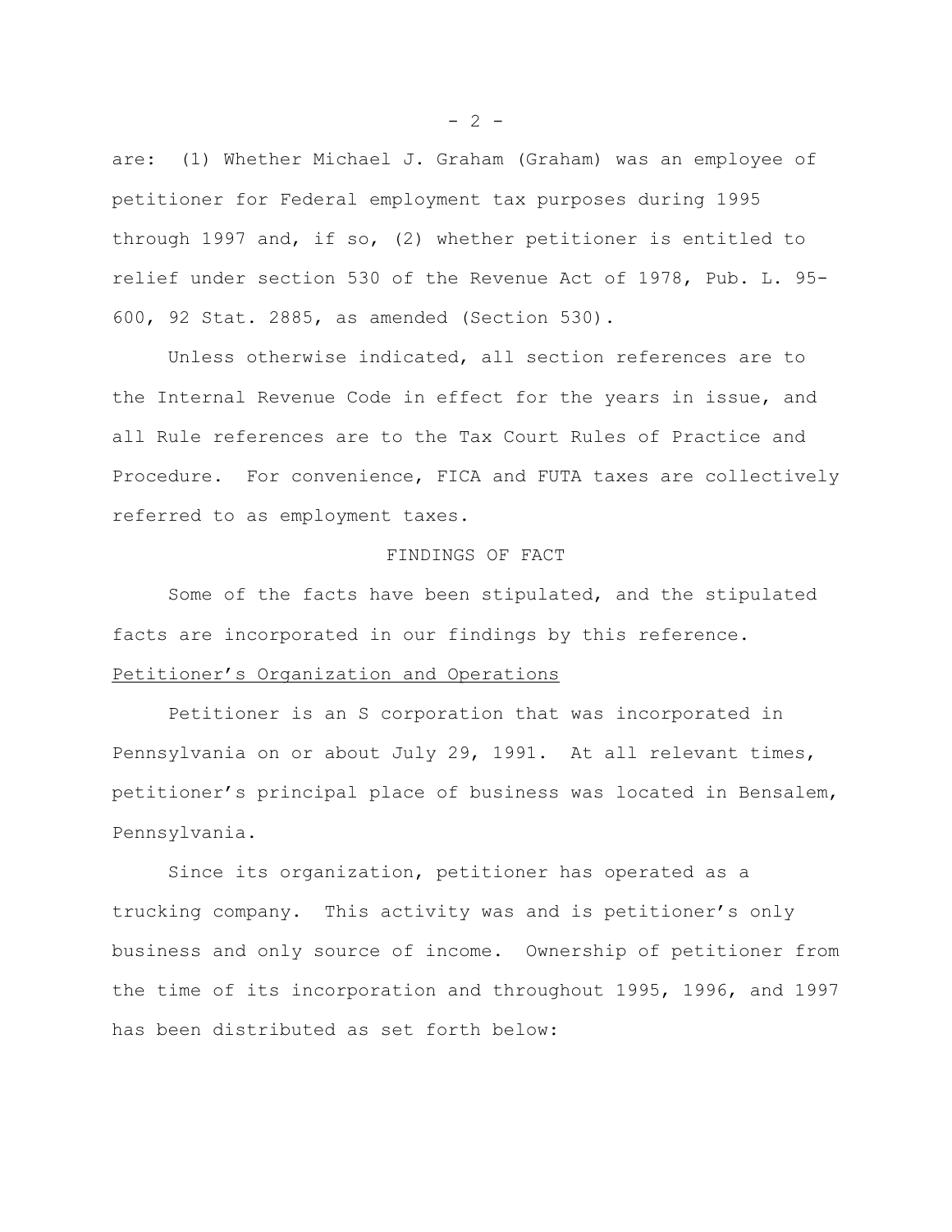are: (1) Whether Michael J. Graham (Graham) was an employee of petitioner for Federal employment tax purposes during 1995 through 1997 and, if so, (2) whether petitioner is entitled to relief under section 530 of the Revenue Act of 1978, Pub. L. 95-600, 92 Stat. 2885, as amended (Section 530).

Unless otherwise indicated, all section references are to the Internal Revenue Code in effect for the years in issue, and all Rule references are to the Tax Court Rules of Practice and Procedure. For convenience, FICA and FUTA taxes are collectively referred to as employment taxes.

## FINDINGS OF FACT

Some of the facts have been stipulated, and the stipulated facts are incorporated in our findings by this reference.

Petitioner's Organization and Operations

Petitioner is an S corporation that was incorporated in Pennsylvania on or about July 29, 1991. At all relevant times, petitioner's principal place of business was located in Bensalem, Pennsylvania.

Since its organization, petitioner has operated as a trucking company. This activity was and is petitioner's only business and only source of income. Ownership of petitioner from the time of its incorporation and throughout 1995, 1996, and 1997 has been distributed as set forth below: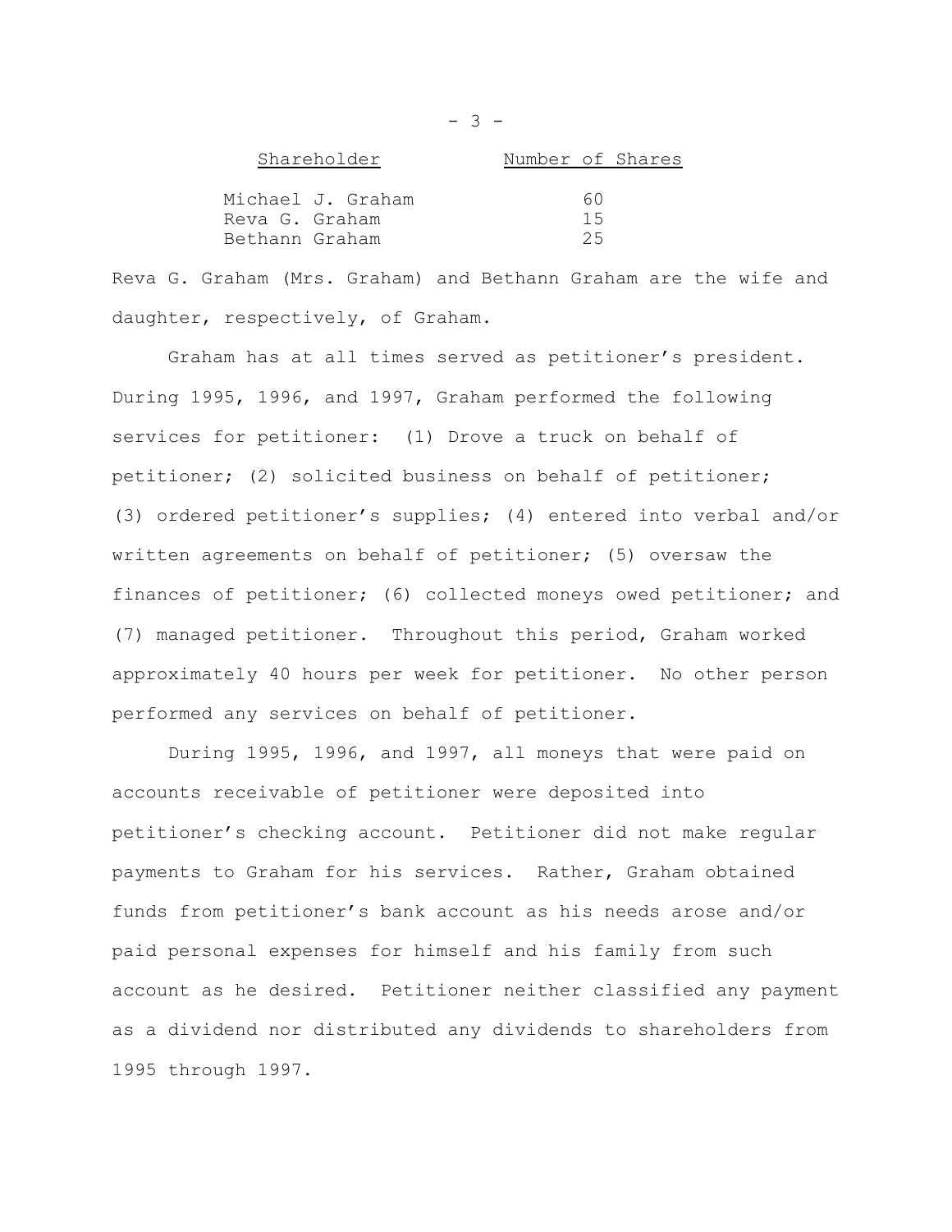| Shareholder | Number of Shares |
|---|---|
| Michael J. Graham | 60 |
| Reva G. Graham | 15 |
| Bethann Graham | 25 |

Reva G. Graham (Mrs. Graham) and Bethann Graham are the wife and daughter, respectively, of Graham.

Graham has at all times served as petitioner's president. During 1995, 1996, and 1997, Graham performed the following services for petitioner: (1) Drove a truck on behalf of petitioner; (2) solicited business on behalf of petitioner; (3) ordered petitioner's supplies; (4) entered into verbal and/or written agreements on behalf of petitioner; (5) oversaw the finances of petitioner; (6) collected moneys owed petitioner; and (7) managed petitioner. Throughout this period, Graham worked approximately 40 hours per week for petitioner. No other person performed any services on behalf of petitioner.

During 1995, 1996, and 1997, all moneys that were paid on accounts receivable of petitioner were deposited into petitioner's checking account. Petitioner did not make regular payments to Graham for his services. Rather, Graham obtained funds from petitioner's bank account as his needs arose and/or paid personal expenses for himself and his family from such account as he desired. Petitioner neither classified any payment as a dividend nor distributed any dividends to shareholders from 1995 through 1997.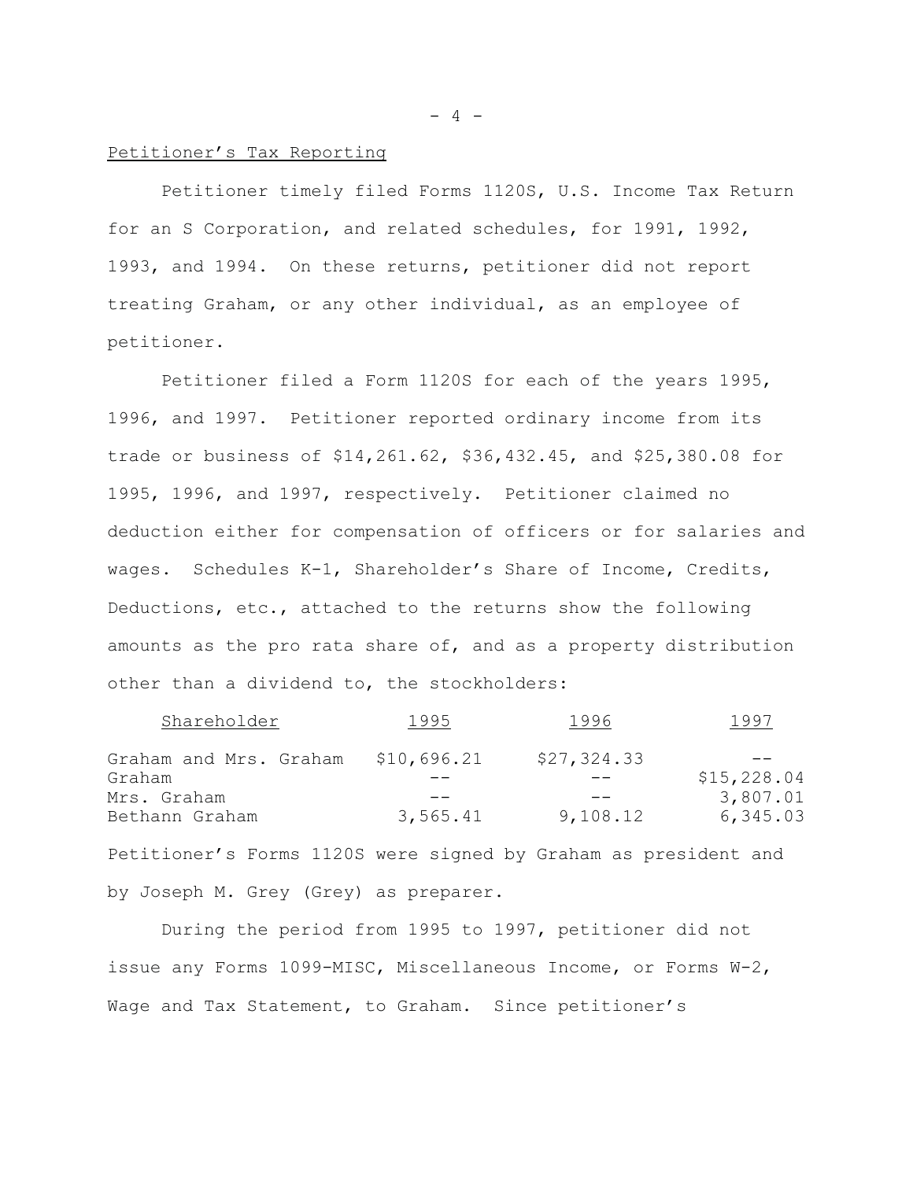Petitioner's Tax Reporting

Petitioner timely filed Forms 1120S, U.S. Income Tax Return for an S Corporation, and related schedules, for 1991, 1992, 1993, and 1994. On these returns, petitioner did not report treating Graham, or any other individual, as an employee of petitioner.

Petitioner filed a Form 1120S for each of the years 1995, 1996, and 1997. Petitioner reported ordinary income from its trade or business of $14,261.62, $36,432.45, and $25,380.08 for 1995, 1996, and 1997, respectively. Petitioner claimed no deduction either for compensation of officers or for salaries and wages. Schedules K-1, Shareholder's Share of Income, Credits, Deductions, etc., attached to the returns show the following amounts as the pro rata share of, and as a property distribution other than a dividend to, the stockholders:

| Shareholder | 1995 | 1996 | 1997 |
|---|---|---|---|
| Graham and Mrs. Graham | $10,696.21 | $27,324.33 | -- |
| Graham | -- | -- | $15,228.04 |
| Mrs. Graham | -- | -- | 3,807.01 |
| Bethann Graham | 3,565.41 | 9,108.12 | 6,345.03 |

Petitioner's Forms 1120S were signed by Graham as president and by Joseph M. Grey (Grey) as preparer.

During the period from 1995 to 1997, petitioner did not issue any Forms 1099-MISC, Miscellaneous Income, or Forms W-2, Wage and Tax Statement, to Graham. Since petitioner's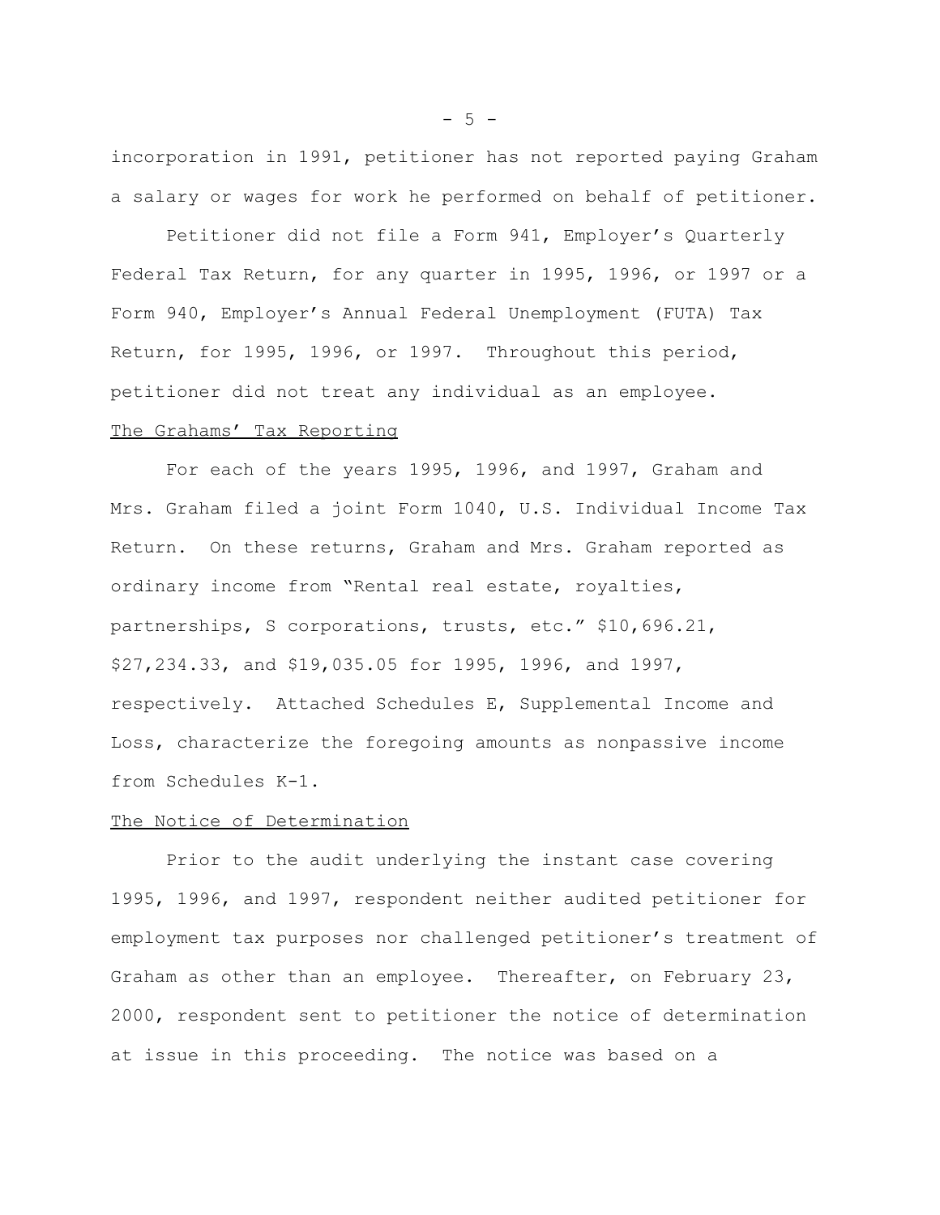incorporation in 1991, petitioner has not reported paying Graham a salary or wages for work he performed on behalf of petitioner.

Petitioner did not file a Form 941, Employer's Quarterly Federal Tax Return, for any quarter in 1995, 1996, or 1997 or a Form 940, Employer's Annual Federal Unemployment (FUTA) Tax Return, for 1995, 1996, or 1997. Throughout this period, petitioner did not treat any individual as an employee.

The Grahams' Tax Reporting

For each of the years 1995, 1996, and 1997, Graham and Mrs. Graham filed a joint Form 1040, U.S. Individual Income Tax Return. On these returns, Graham and Mrs. Graham reported as ordinary income from "Rental real estate, royalties, partnerships, S corporations, trusts, etc." $10,696.21, $27,234.33, and $19,035.05 for 1995, 1996, and 1997, respectively. Attached Schedules E, Supplemental Income and Loss, characterize the foregoing amounts as nonpassive income from Schedules K-1.

The Notice of Determination

Prior to the audit underlying the instant case covering 1995, 1996, and 1997, respondent neither audited petitioner for employment tax purposes nor challenged petitioner's treatment of Graham as other than an employee. Thereafter, on February 23, 2000, respondent sent to petitioner the notice of determination at issue in this proceeding. The notice was based on a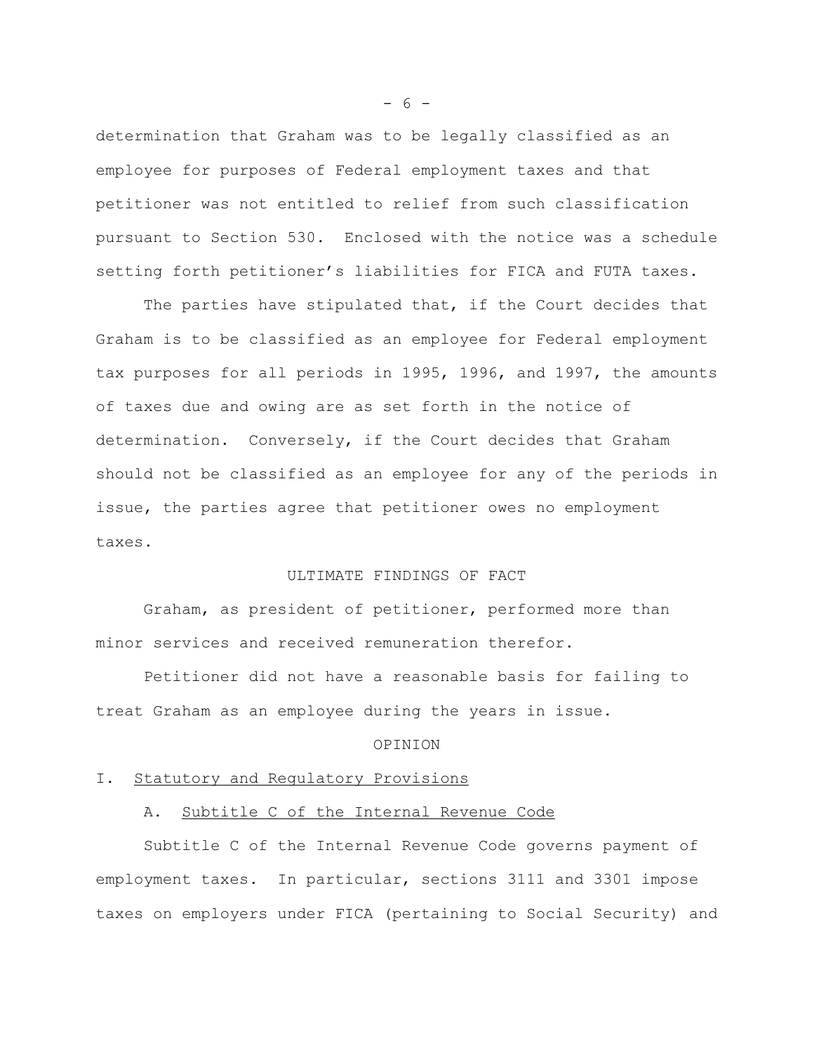determination that Graham was to be legally classified as an employee for purposes of Federal employment taxes and that petitioner was not entitled to relief from such classification pursuant to Section 530. Enclosed with the notice was a schedule setting forth petitioner's liabilities for FICA and FUTA taxes.

The parties have stipulated that, if the Court decides that Graham is to be classified as an employee for Federal employment tax purposes for all periods in 1995, 1996, and 1997, the amounts of taxes due and owing are as set forth in the notice of determination. Conversely, if the Court decides that Graham should not be classified as an employee for any of the periods in issue, the parties agree that petitioner owes no employment taxes.

## ULTIMATE FINDINGS OF FACT

Graham, as president of petitioner, performed more than minor services and received remuneration therefor.

Petitioner did not have a reasonable basis for failing to treat Graham as an employee during the years in issue.

## OPINION

### I. Statutory and Regulatory Provisions

#### A. Subtitle C of the Internal Revenue Code

Subtitle C of the Internal Revenue Code governs payment of employment taxes. In particular, sections 3111 and 3301 impose taxes on employers under FICA (pertaining to Social Security) and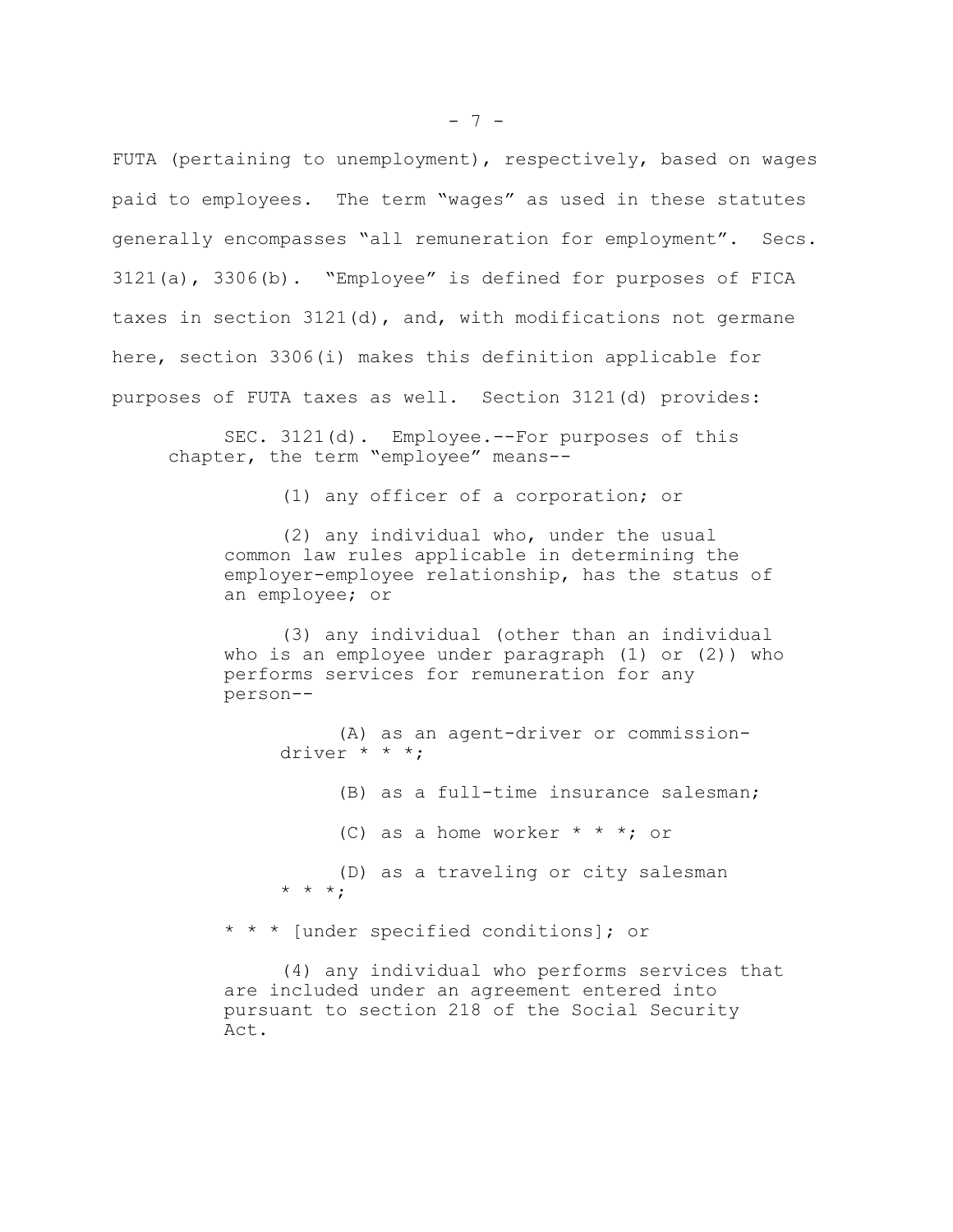FUTA (pertaining to unemployment), respectively, based on wages paid to employees. The term "wages" as used in these statutes generally encompasses "all remuneration for employment". Secs. 3121(a), 3306(b). "Employee" is defined for purposes of FICA taxes in section 3121(d), and, with modifications not germane here, section 3306(i) makes this definition applicable for purposes of FUTA taxes as well. Section 3121(d) provides:

> SEC. 3121(d). Employee.--For purposes of this chapter, the term "employee" means--
>
> (1) any officer of a corporation; or
>
> (2) any individual who, under the usual common law rules applicable in determining the employer-employee relationship, has the status of an employee; or
>
> (3) any individual (other than an individual who is an employee under paragraph (1) or (2)) who performs services for remuneration for any person--
>
> (A) as an agent-driver or commission-driver * * *;
>
> (B) as a full-time insurance salesman;
>
> (C) as a home worker * * *; or
>
> (D) as a traveling or city salesman * * *;
>
> * * * [under specified conditions]; or
>
> (4) any individual who performs services that are included under an agreement entered into pursuant to section 218 of the Social Security Act.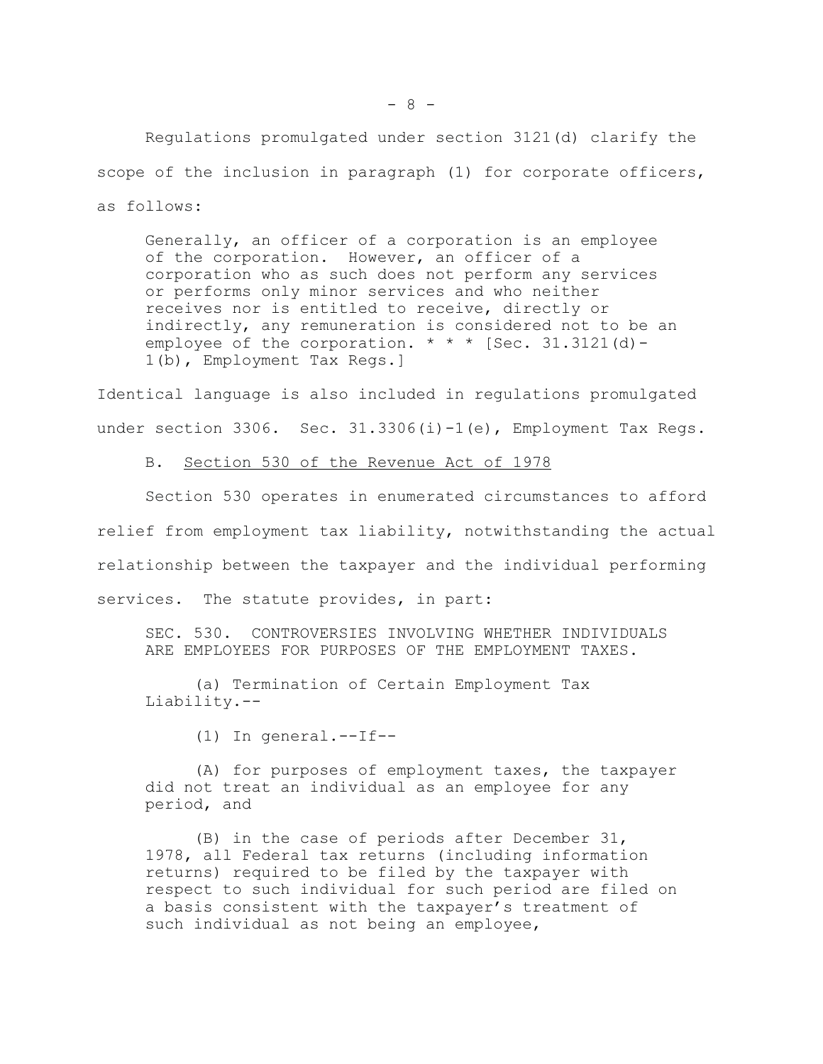Regulations promulgated under section 3121(d) clarify the scope of the inclusion in paragraph (1) for corporate officers, as follows:

> Generally, an officer of a corporation is an employee of the corporation. However, an officer of a corporation who as such does not perform any services or performs only minor services and who neither receives nor is entitled to receive, directly or indirectly, any remuneration is considered not to be an employee of the corporation. * * * [Sec. 31.3121(d)-1(b), Employment Tax Regs.]

Identical language is also included in regulations promulgated under section 3306. Sec. 31.3306(i)-1(e), Employment Tax Regs.

B. Section 530 of the Revenue Act of 1978

Section 530 operates in enumerated circumstances to afford relief from employment tax liability, notwithstanding the actual relationship between the taxpayer and the individual performing services. The statute provides, in part:

> SEC. 530. CONTROVERSIES INVOLVING WHETHER INDIVIDUALS ARE EMPLOYEES FOR PURPOSES OF THE EMPLOYMENT TAXES.
>
> (a) Termination of Certain Employment Tax Liability.--
>
> (1) In general.--If--
>
> (A) for purposes of employment taxes, the taxpayer did not treat an individual as an employee for any period, and
>
> (B) in the case of periods after December 31, 1978, all Federal tax returns (including information returns) required to be filed by the taxpayer with respect to such individual for such period are filed on a basis consistent with the taxpayer's treatment of such individual as not being an employee,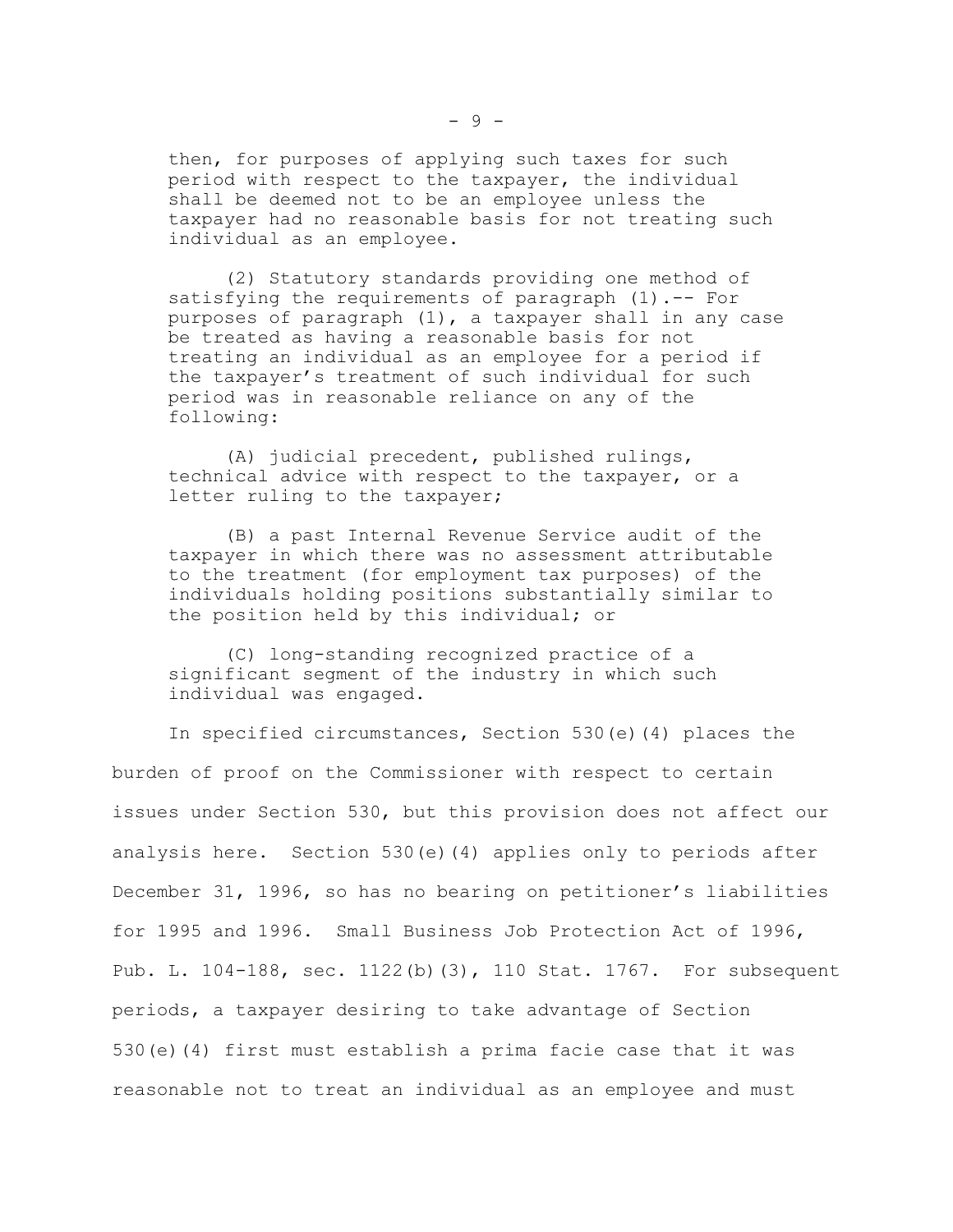then, for purposes of applying such taxes for such period with respect to the taxpayer, the individual shall be deemed not to be an employee unless the taxpayer had no reasonable basis for not treating such individual as an employee.

> (2) Statutory standards providing one method of satisfying the requirements of paragraph (1).-- For purposes of paragraph (1), a taxpayer shall in any case be treated as having a reasonable basis for not treating an individual as an employee for a period if the taxpayer's treatment of such individual for such period was in reasonable reliance on any of the following:
>
> (A) judicial precedent, published rulings, technical advice with respect to the taxpayer, or a letter ruling to the taxpayer;
>
> (B) a past Internal Revenue Service audit of the taxpayer in which there was no assessment attributable to the treatment (for employment tax purposes) of the individuals holding positions substantially similar to the position held by this individual; or
>
> (C) long-standing recognized practice of a significant segment of the industry in which such individual was engaged.

In specified circumstances, Section 530(e)(4) places the burden of proof on the Commissioner with respect to certain issues under Section 530, but this provision does not affect our analysis here. Section 530(e)(4) applies only to periods after December 31, 1996, so has no bearing on petitioner's liabilities for 1995 and 1996. Small Business Job Protection Act of 1996, Pub. L. 104-188, sec. 1122(b)(3), 110 Stat. 1767. For subsequent periods, a taxpayer desiring to take advantage of Section 530(e)(4) first must establish a prima facie case that it was reasonable not to treat an individual as an employee and must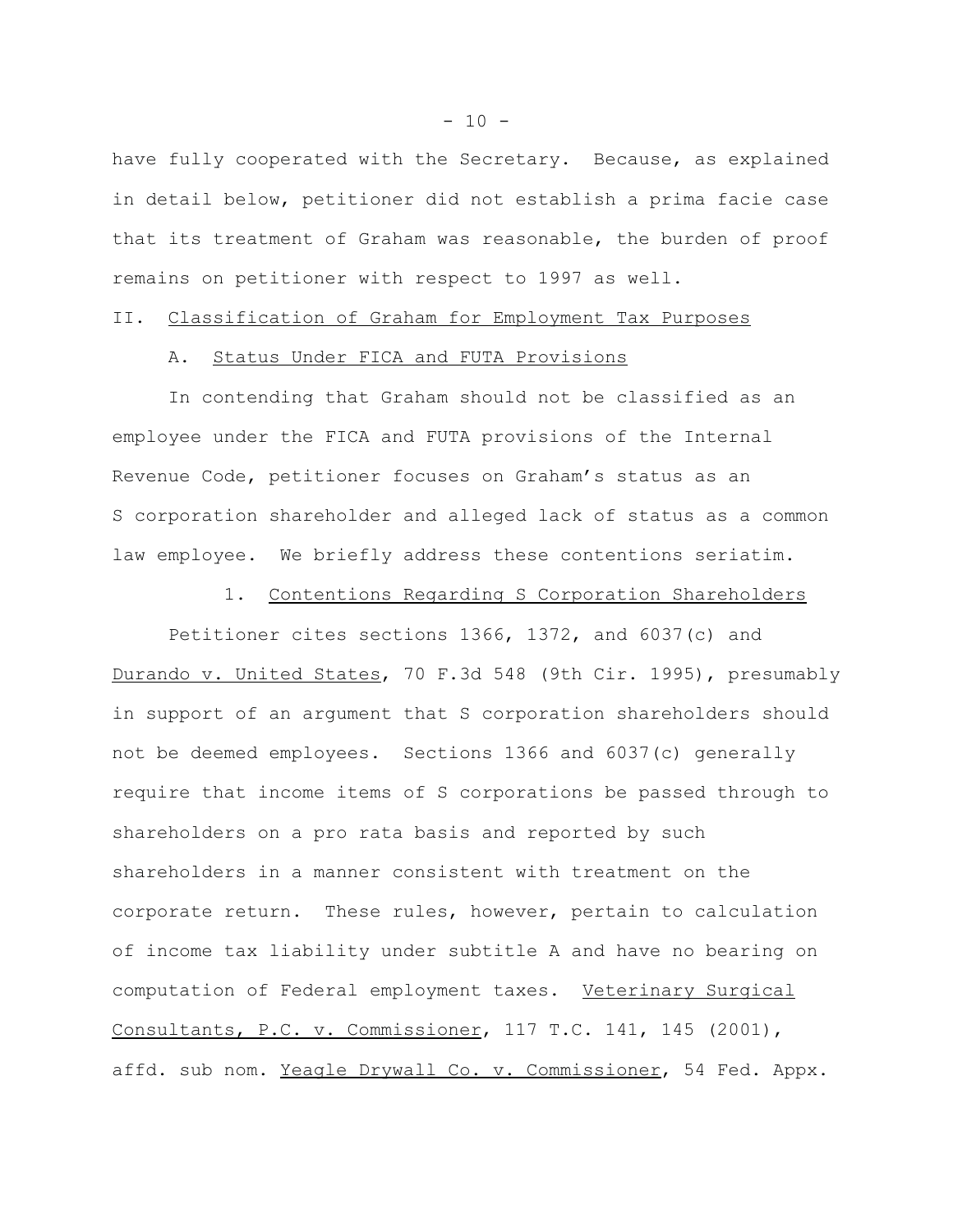have fully cooperated with the Secretary. Because, as explained in detail below, petitioner did not establish a prima facie case that its treatment of Graham was reasonable, the burden of proof remains on petitioner with respect to 1997 as well.

## II. Classification of Graham for Employment Tax Purposes

### A. Status Under FICA and FUTA Provisions

In contending that Graham should not be classified as an employee under the FICA and FUTA provisions of the Internal Revenue Code, petitioner focuses on Graham's status as an S corporation shareholder and alleged lack of status as a common law employee. We briefly address these contentions seriatim.

#### 1. Contentions Regarding S Corporation Shareholders

Petitioner cites sections 1366, 1372, and 6037(c) and Durando v. United States, 70 F.3d 548 (9th Cir. 1995), presumably in support of an argument that S corporation shareholders should not be deemed employees. Sections 1366 and 6037(c) generally require that income items of S corporations be passed through to shareholders on a pro rata basis and reported by such shareholders in a manner consistent with treatment on the corporate return. These rules, however, pertain to calculation of income tax liability under subtitle A and have no bearing on computation of Federal employment taxes. Veterinary Surgical Consultants, P.C. v. Commissioner, 117 T.C. 141, 145 (2001), affd. sub nom. Yeagle Drywall Co. v. Commissioner, 54 Fed. Appx.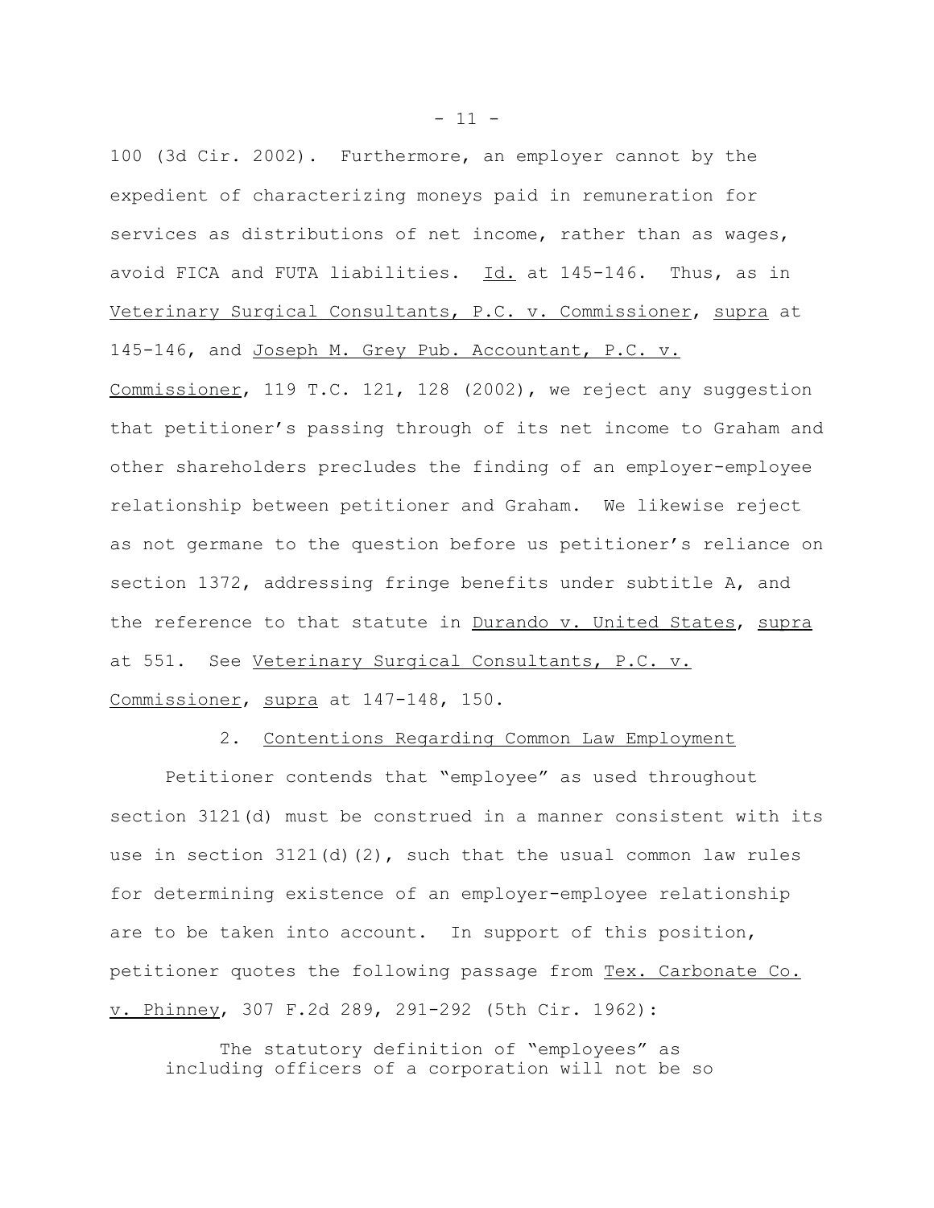100 (3d Cir. 2002). Furthermore, an employer cannot by the expedient of characterizing moneys paid in remuneration for services as distributions of net income, rather than as wages, avoid FICA and FUTA liabilities. Id. at 145-146. Thus, as in Veterinary Surgical Consultants, P.C. v. Commissioner, supra at 145-146, and Joseph M. Grey Pub. Accountant, P.C. v. Commissioner, 119 T.C. 121, 128 (2002), we reject any suggestion that petitioner's passing through of its net income to Graham and other shareholders precludes the finding of an employer-employee relationship between petitioner and Graham. We likewise reject as not germane to the question before us petitioner's reliance on section 1372, addressing fringe benefits under subtitle A, and the reference to that statute in Durando v. United States, supra at 551. See Veterinary Surgical Consultants, P.C. v. Commissioner, supra at 147-148, 150.

2. Contentions Regarding Common Law Employment

Petitioner contends that "employee" as used throughout section 3121(d) must be construed in a manner consistent with its use in section 3121(d)(2), such that the usual common law rules for determining existence of an employer-employee relationship are to be taken into account. In support of this position, petitioner quotes the following passage from Tex. Carbonate Co. v. Phinney, 307 F.2d 289, 291-292 (5th Cir. 1962):

> The statutory definition of "employees" as including officers of a corporation will not be so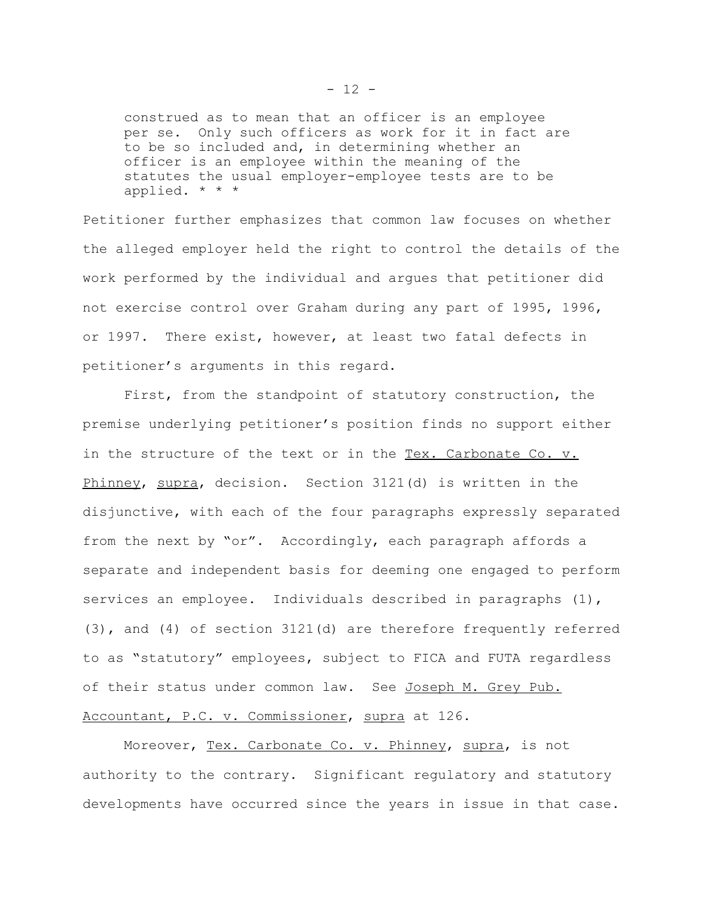> construed as to mean that an officer is an employee per se. Only such officers as work for it in fact are to be so included and, in determining whether an officer is an employee within the meaning of the statutes the usual employer-employee tests are to be applied. * * *

Petitioner further emphasizes that common law focuses on whether the alleged employer held the right to control the details of the work performed by the individual and argues that petitioner did not exercise control over Graham during any part of 1995, 1996, or 1997. There exist, however, at least two fatal defects in petitioner's arguments in this regard.

First, from the standpoint of statutory construction, the premise underlying petitioner's position finds no support either in the structure of the text or in the Tex. Carbonate Co. v. Phinney, supra, decision. Section 3121(d) is written in the disjunctive, with each of the four paragraphs expressly separated from the next by "or". Accordingly, each paragraph affords a separate and independent basis for deeming one engaged to perform services an employee. Individuals described in paragraphs (1), (3), and (4) of section 3121(d) are therefore frequently referred to as "statutory" employees, subject to FICA and FUTA regardless of their status under common law. See Joseph M. Grey Pub. Accountant, P.C. v. Commissioner, supra at 126.

Moreover, Tex. Carbonate Co. v. Phinney, supra, is not authority to the contrary. Significant regulatory and statutory developments have occurred since the years in issue in that case.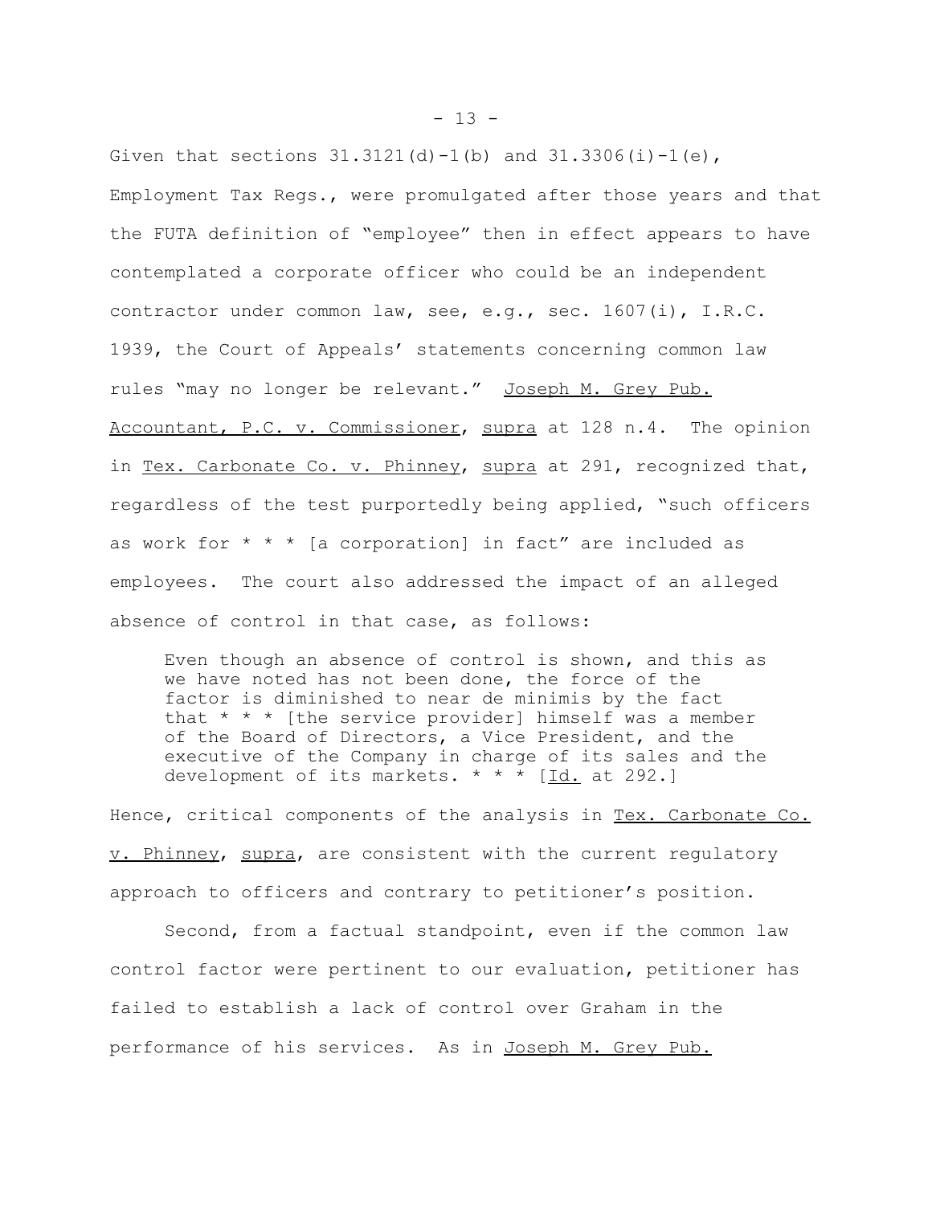Given that sections 31.3121(d)-1(b) and 31.3306(i)-1(e), Employment Tax Regs., were promulgated after those years and that the FUTA definition of "employee" then in effect appears to have contemplated a corporate officer who could be an independent contractor under common law, see, e.g., sec. 1607(i), I.R.C. 1939, the Court of Appeals' statements concerning common law rules "may no longer be relevant." Joseph M. Grey Pub. Accountant, P.C. v. Commissioner, supra at 128 n.4. The opinion in Tex. Carbonate Co. v. Phinney, supra at 291, recognized that, regardless of the test purportedly being applied, "such officers as work for * * * [a corporation] in fact" are included as employees. The court also addressed the impact of an alleged absence of control in that case, as follows:

> Even though an absence of control is shown, and this as we have noted has not been done, the force of the factor is diminished to near de minimis by the fact that * * * [the service provider] himself was a member of the Board of Directors, a Vice President, and the executive of the Company in charge of its sales and the development of its markets. * * * [Id. at 292.]

Hence, critical components of the analysis in Tex. Carbonate Co. v. Phinney, supra, are consistent with the current regulatory approach to officers and contrary to petitioner's position.

Second, from a factual standpoint, even if the common law control factor were pertinent to our evaluation, petitioner has failed to establish a lack of control over Graham in the performance of his services. As in Joseph M. Grey Pub.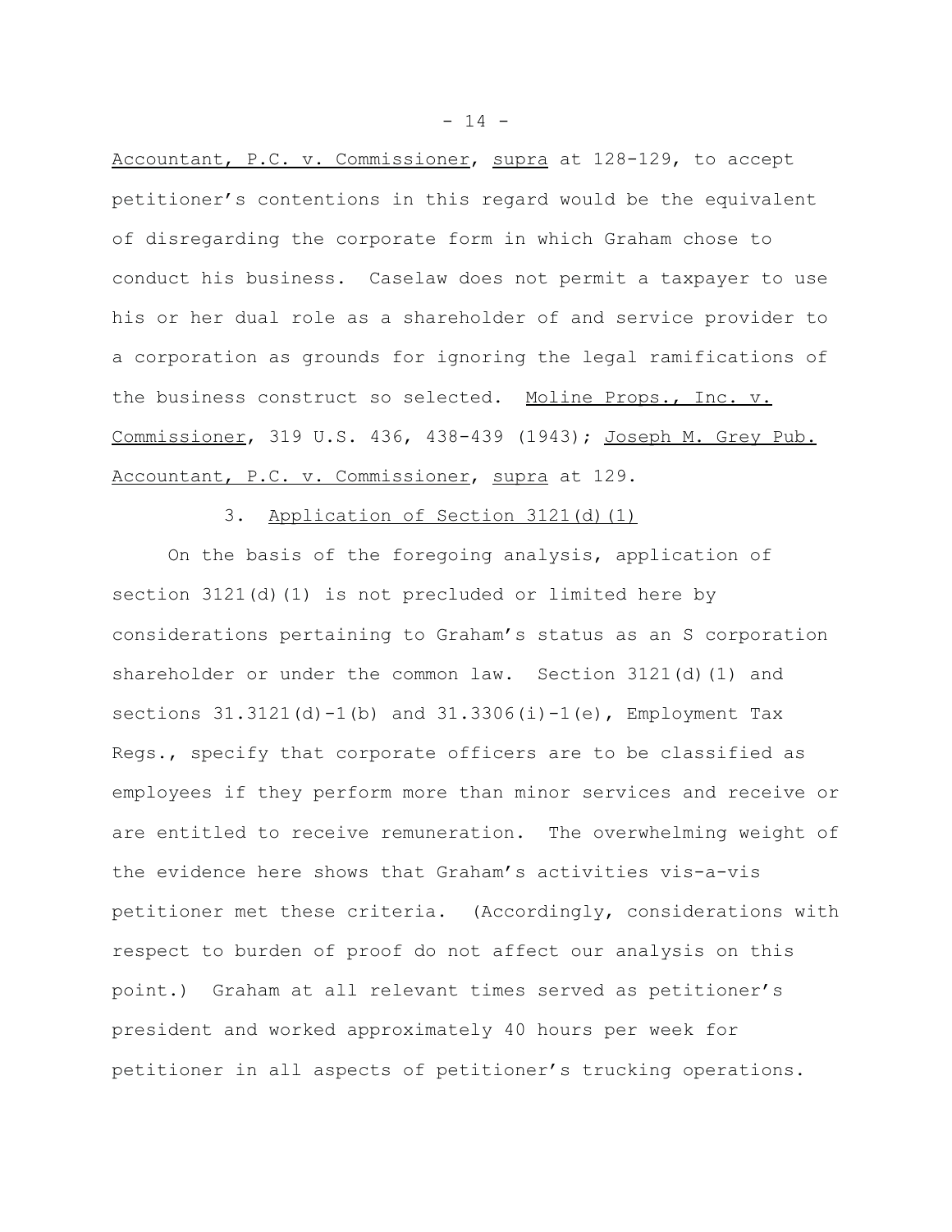Accountant, P.C. v. Commissioner, supra at 128-129, to accept petitioner's contentions in this regard would be the equivalent of disregarding the corporate form in which Graham chose to conduct his business. Caselaw does not permit a taxpayer to use his or her dual role as a shareholder of and service provider to a corporation as grounds for ignoring the legal ramifications of the business construct so selected. Moline Props., Inc. v. Commissioner, 319 U.S. 436, 438-439 (1943); Joseph M. Grey Pub. Accountant, P.C. v. Commissioner, supra at 129.

3. Application of Section 3121(d)(1)

On the basis of the foregoing analysis, application of section 3121(d)(1) is not precluded or limited here by considerations pertaining to Graham's status as an S corporation shareholder or under the common law. Section 3121(d)(1) and sections 31.3121(d)-1(b) and 31.3306(i)-1(e), Employment Tax Regs., specify that corporate officers are to be classified as employees if they perform more than minor services and receive or are entitled to receive remuneration. The overwhelming weight of the evidence here shows that Graham's activities vis-a-vis petitioner met these criteria. (Accordingly, considerations with respect to burden of proof do not affect our analysis on this point.) Graham at all relevant times served as petitioner's president and worked approximately 40 hours per week for petitioner in all aspects of petitioner's trucking operations.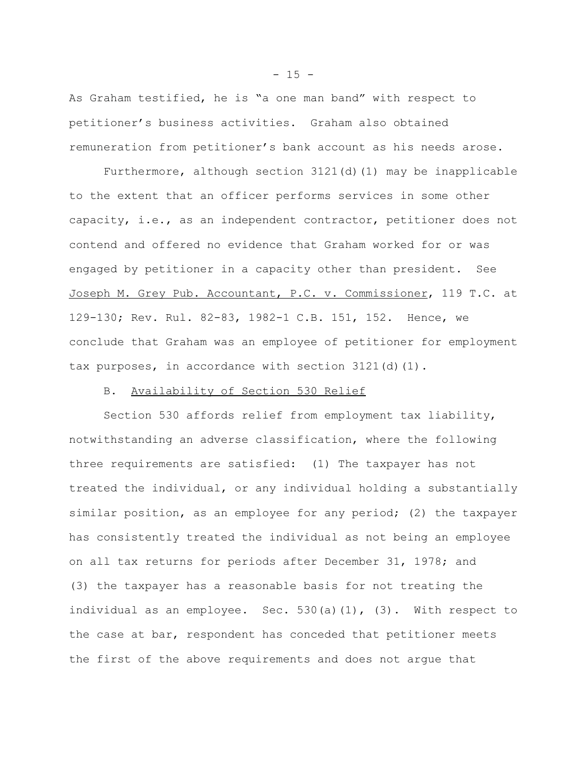As Graham testified, he is "a one man band" with respect to petitioner's business activities. Graham also obtained remuneration from petitioner's bank account as his needs arose.

Furthermore, although section 3121(d)(1) may be inapplicable to the extent that an officer performs services in some other capacity, i.e., as an independent contractor, petitioner does not contend and offered no evidence that Graham worked for or was engaged by petitioner in a capacity other than president. See Joseph M. Grey Pub. Accountant, P.C. v. Commissioner, 119 T.C. at 129-130; Rev. Rul. 82-83, 1982-1 C.B. 151, 152. Hence, we conclude that Graham was an employee of petitioner for employment tax purposes, in accordance with section 3121(d)(1).

B. Availability of Section 530 Relief

Section 530 affords relief from employment tax liability, notwithstanding an adverse classification, where the following three requirements are satisfied: (1) The taxpayer has not treated the individual, or any individual holding a substantially similar position, as an employee for any period; (2) the taxpayer has consistently treated the individual as not being an employee on all tax returns for periods after December 31, 1978; and (3) the taxpayer has a reasonable basis for not treating the individual as an employee. Sec. 530(a)(1), (3). With respect to the case at bar, respondent has conceded that petitioner meets the first of the above requirements and does not argue that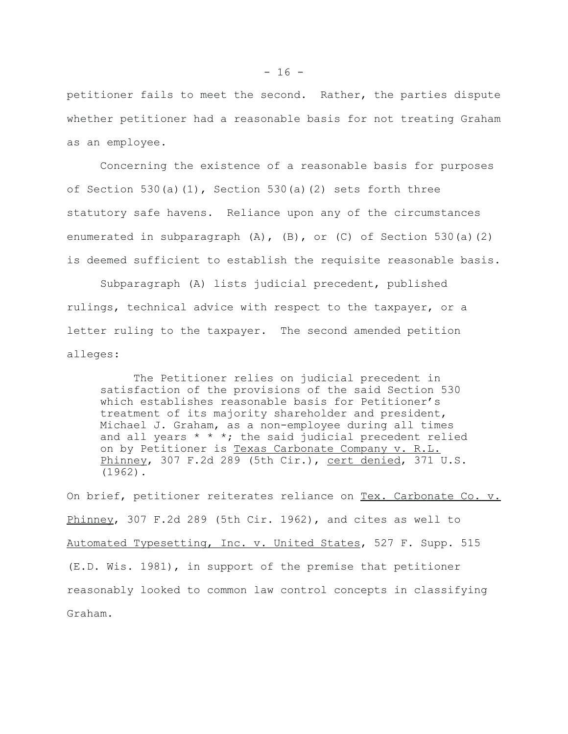petitioner fails to meet the second. Rather, the parties dispute whether petitioner had a reasonable basis for not treating Graham as an employee.

Concerning the existence of a reasonable basis for purposes of Section 530(a)(1), Section 530(a)(2) sets forth three statutory safe havens. Reliance upon any of the circumstances enumerated in subparagraph (A), (B), or (C) of Section 530(a)(2) is deemed sufficient to establish the requisite reasonable basis.

Subparagraph (A) lists judicial precedent, published rulings, technical advice with respect to the taxpayer, or a letter ruling to the taxpayer. The second amended petition alleges:

> The Petitioner relies on judicial precedent in satisfaction of the provisions of the said Section 530 which establishes reasonable basis for Petitioner's treatment of its majority shareholder and president, Michael J. Graham, as a non-employee during all times and all years * * *; the said judicial precedent relied on by Petitioner is Texas Carbonate Company v. R.L. Phinney, 307 F.2d 289 (5th Cir.), cert denied, 371 U.S. (1962).

On brief, petitioner reiterates reliance on Tex. Carbonate Co. v. Phinney, 307 F.2d 289 (5th Cir. 1962), and cites as well to Automated Typesetting, Inc. v. United States, 527 F. Supp. 515 (E.D. Wis. 1981), in support of the premise that petitioner reasonably looked to common law control concepts in classifying Graham.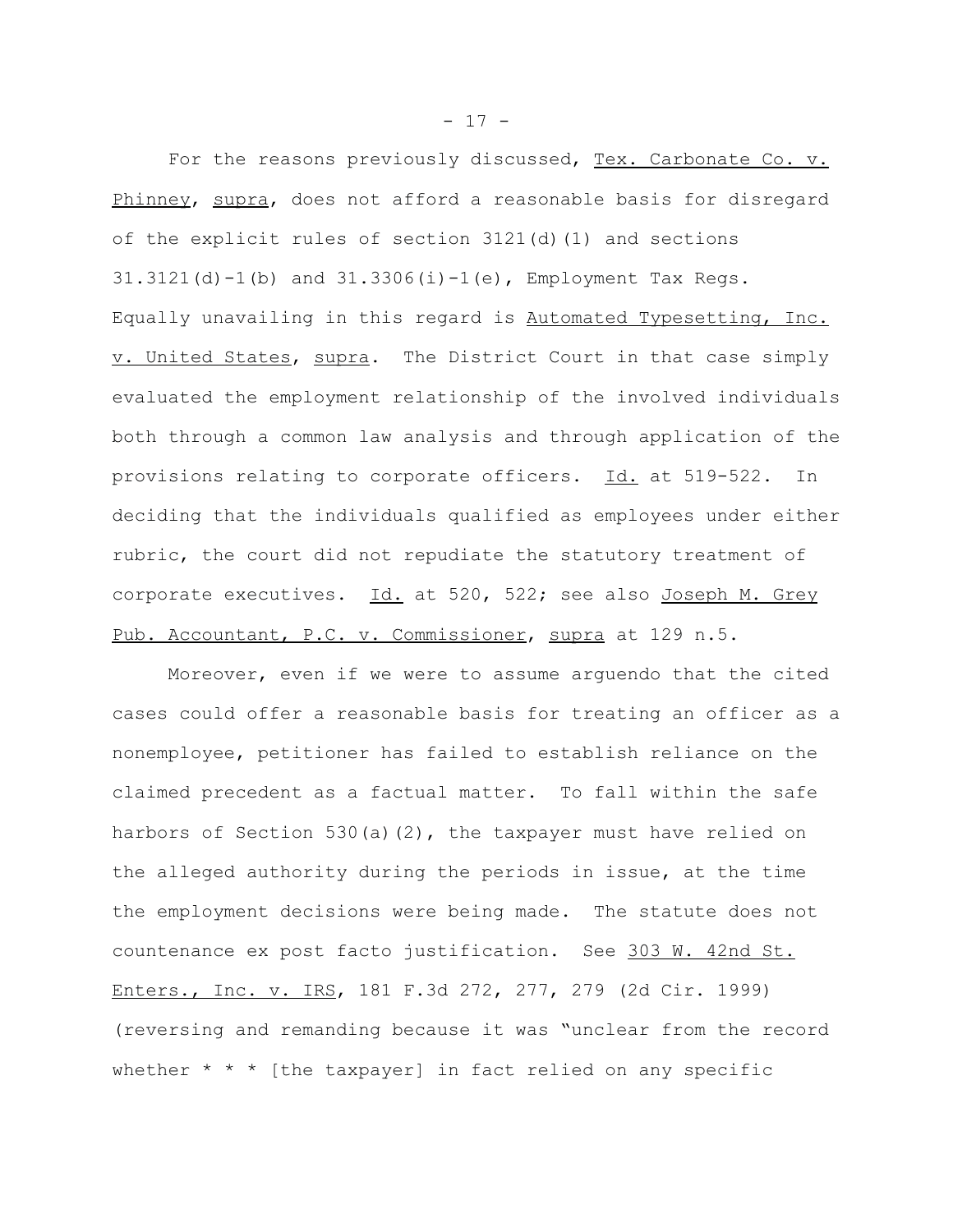For the reasons previously discussed, Tex. Carbonate Co. v. Phinney, supra, does not afford a reasonable basis for disregard of the explicit rules of section 3121(d)(1) and sections 31.3121(d)-1(b) and 31.3306(i)-1(e), Employment Tax Regs. Equally unavailing in this regard is Automated Typesetting, Inc. v. United States, supra. The District Court in that case simply evaluated the employment relationship of the involved individuals both through a common law analysis and through application of the provisions relating to corporate officers. Id. at 519-522. In deciding that the individuals qualified as employees under either rubric, the court did not repudiate the statutory treatment of corporate executives. Id. at 520, 522; see also Joseph M. Grey Pub. Accountant, P.C. v. Commissioner, supra at 129 n.5.

Moreover, even if we were to assume arguendo that the cited cases could offer a reasonable basis for treating an officer as a nonemployee, petitioner has failed to establish reliance on the claimed precedent as a factual matter. To fall within the safe harbors of Section 530(a)(2), the taxpayer must have relied on the alleged authority during the periods in issue, at the time the employment decisions were being made. The statute does not countenance ex post facto justification. See 303 W. 42nd St. Enters., Inc. v. IRS, 181 F.3d 272, 277, 279 (2d Cir. 1999) (reversing and remanding because it was "unclear from the record whether * * * [the taxpayer] in fact relied on any specific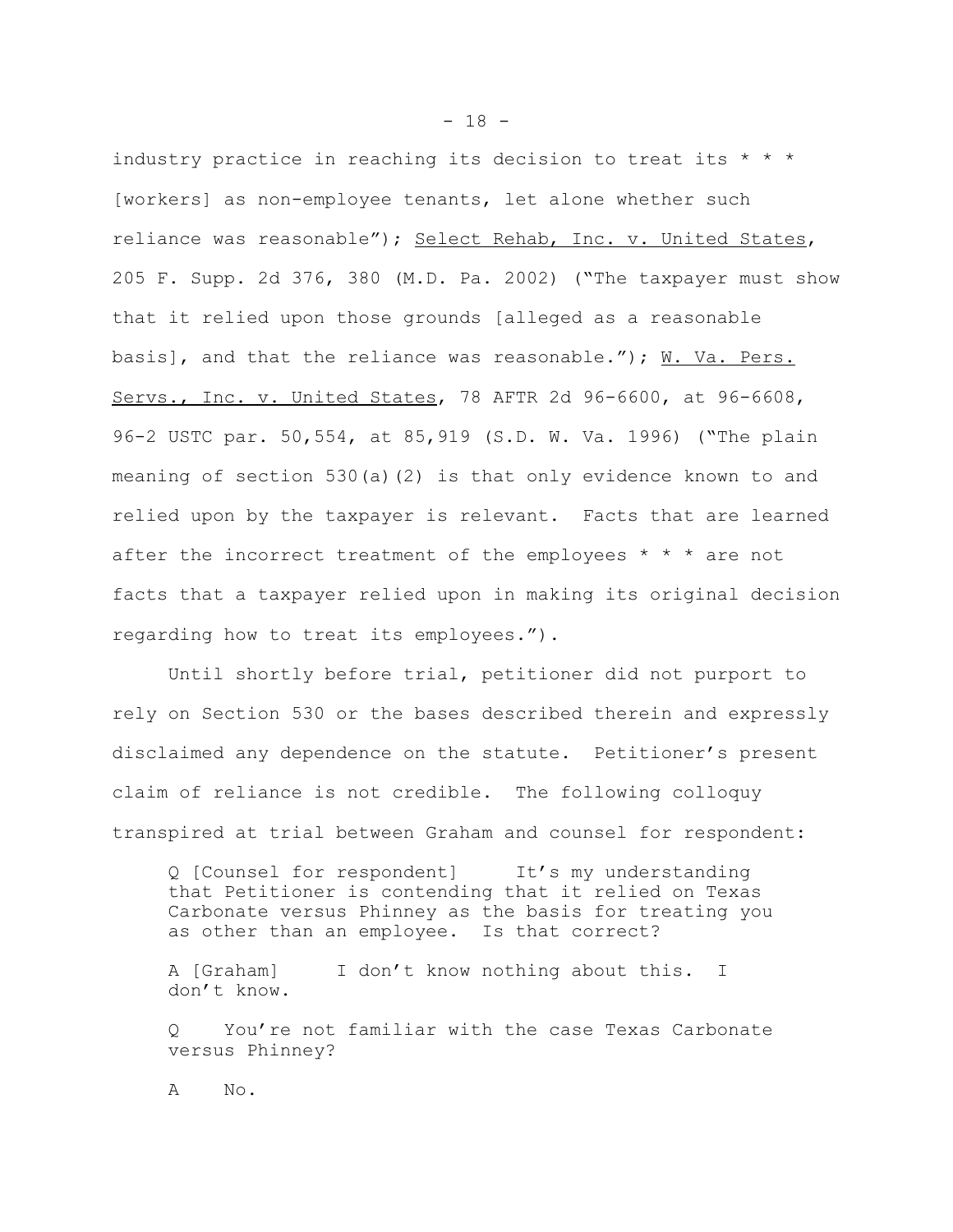industry practice in reaching its decision to treat its * * * [workers] as non-employee tenants, let alone whether such reliance was reasonable"); Select Rehab, Inc. v. United States, 205 F. Supp. 2d 376, 380 (M.D. Pa. 2002) ("The taxpayer must show that it relied upon those grounds [alleged as a reasonable basis], and that the reliance was reasonable."); W. Va. Pers. Servs., Inc. v. United States, 78 AFTR 2d 96-6600, at 96-6608, 96-2 USTC par. 50,554, at 85,919 (S.D. W. Va. 1996) ("The plain meaning of section 530(a)(2) is that only evidence known to and relied upon by the taxpayer is relevant. Facts that are learned after the incorrect treatment of the employees * * * are not facts that a taxpayer relied upon in making its original decision regarding how to treat its employees.").

Until shortly before trial, petitioner did not purport to rely on Section 530 or the bases described therein and expressly disclaimed any dependence on the statute. Petitioner's present claim of reliance is not credible. The following colloquy transpired at trial between Graham and counsel for respondent:

> Q [Counsel for respondent] It's my understanding that Petitioner is contending that it relied on Texas Carbonate versus Phinney as the basis for treating you as other than an employee. Is that correct?
>
> A [Graham] I don't know nothing about this. I don't know.
>
> Q You're not familiar with the case Texas Carbonate versus Phinney?
>
> A No.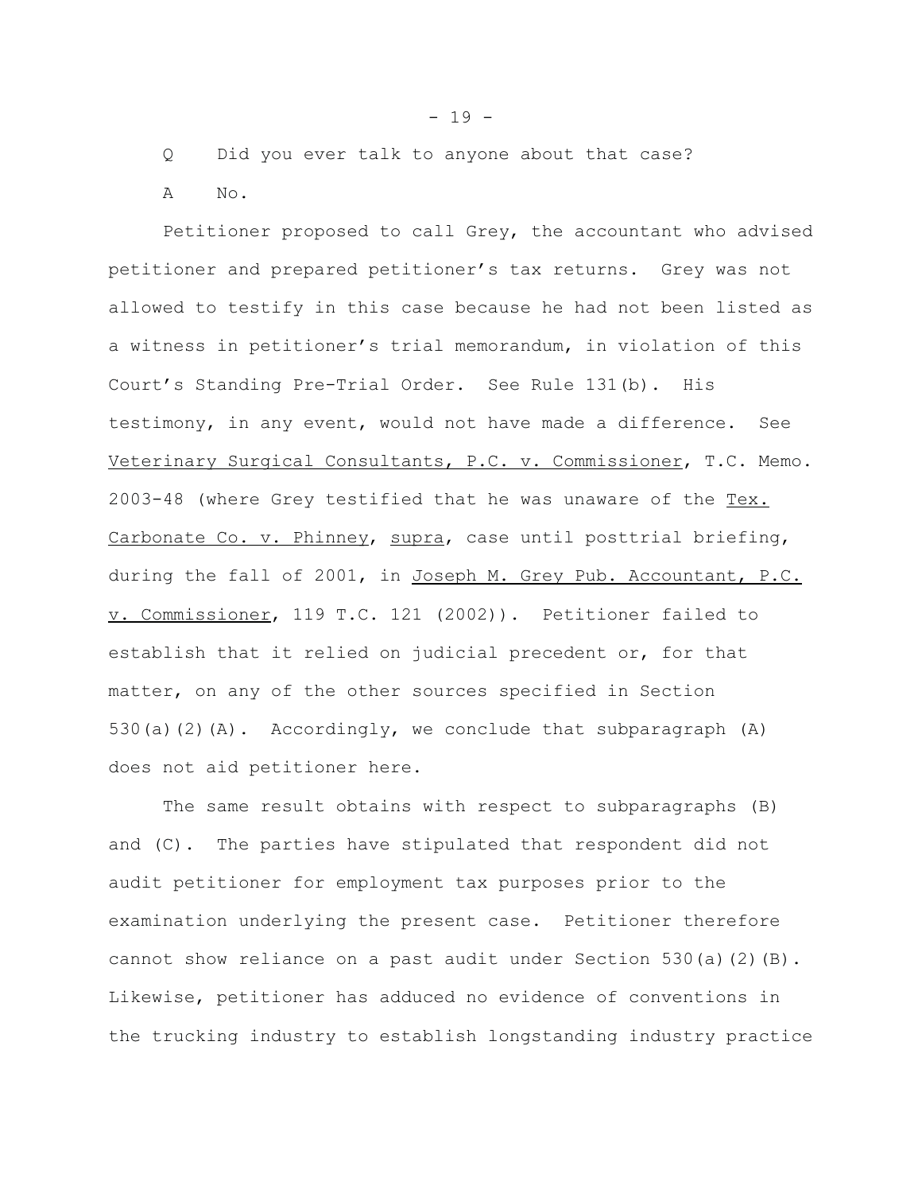Q Did you ever talk to anyone about that case?

A No.

Petitioner proposed to call Grey, the accountant who advised petitioner and prepared petitioner's tax returns. Grey was not allowed to testify in this case because he had not been listed as a witness in petitioner's trial memorandum, in violation of this Court's Standing Pre-Trial Order. See Rule 131(b). His testimony, in any event, would not have made a difference. See Veterinary Surgical Consultants, P.C. v. Commissioner, T.C. Memo. 2003-48 (where Grey testified that he was unaware of the Tex. Carbonate Co. v. Phinney, supra, case until posttrial briefing, during the fall of 2001, in Joseph M. Grey Pub. Accountant, P.C. v. Commissioner, 119 T.C. 121 (2002)). Petitioner failed to establish that it relied on judicial precedent or, for that matter, on any of the other sources specified in Section 530(a)(2)(A). Accordingly, we conclude that subparagraph (A) does not aid petitioner here.

The same result obtains with respect to subparagraphs (B) and (C). The parties have stipulated that respondent did not audit petitioner for employment tax purposes prior to the examination underlying the present case. Petitioner therefore cannot show reliance on a past audit under Section 530(a)(2)(B). Likewise, petitioner has adduced no evidence of conventions in the trucking industry to establish longstanding industry practice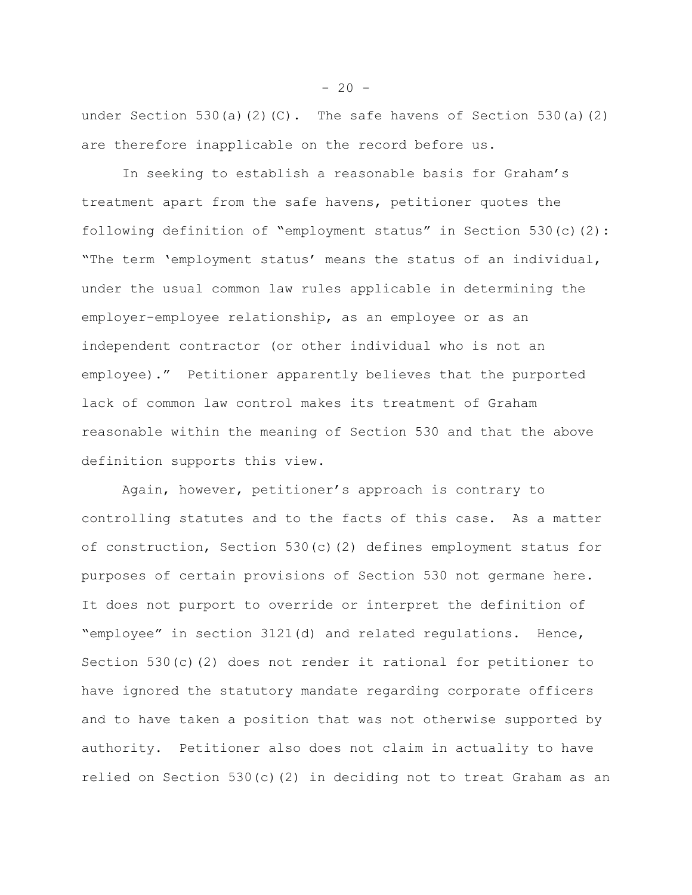under Section 530(a)(2)(C). The safe havens of Section 530(a)(2) are therefore inapplicable on the record before us.

In seeking to establish a reasonable basis for Graham's treatment apart from the safe havens, petitioner quotes the following definition of "employment status" in Section 530(c)(2): "The term 'employment status' means the status of an individual, under the usual common law rules applicable in determining the employer-employee relationship, as an employee or as an independent contractor (or other individual who is not an employee)." Petitioner apparently believes that the purported lack of common law control makes its treatment of Graham reasonable within the meaning of Section 530 and that the above definition supports this view.

Again, however, petitioner's approach is contrary to controlling statutes and to the facts of this case. As a matter of construction, Section 530(c)(2) defines employment status for purposes of certain provisions of Section 530 not germane here. It does not purport to override or interpret the definition of "employee" in section 3121(d) and related regulations. Hence, Section 530(c)(2) does not render it rational for petitioner to have ignored the statutory mandate regarding corporate officers and to have taken a position that was not otherwise supported by authority. Petitioner also does not claim in actuality to have relied on Section 530(c)(2) in deciding not to treat Graham as an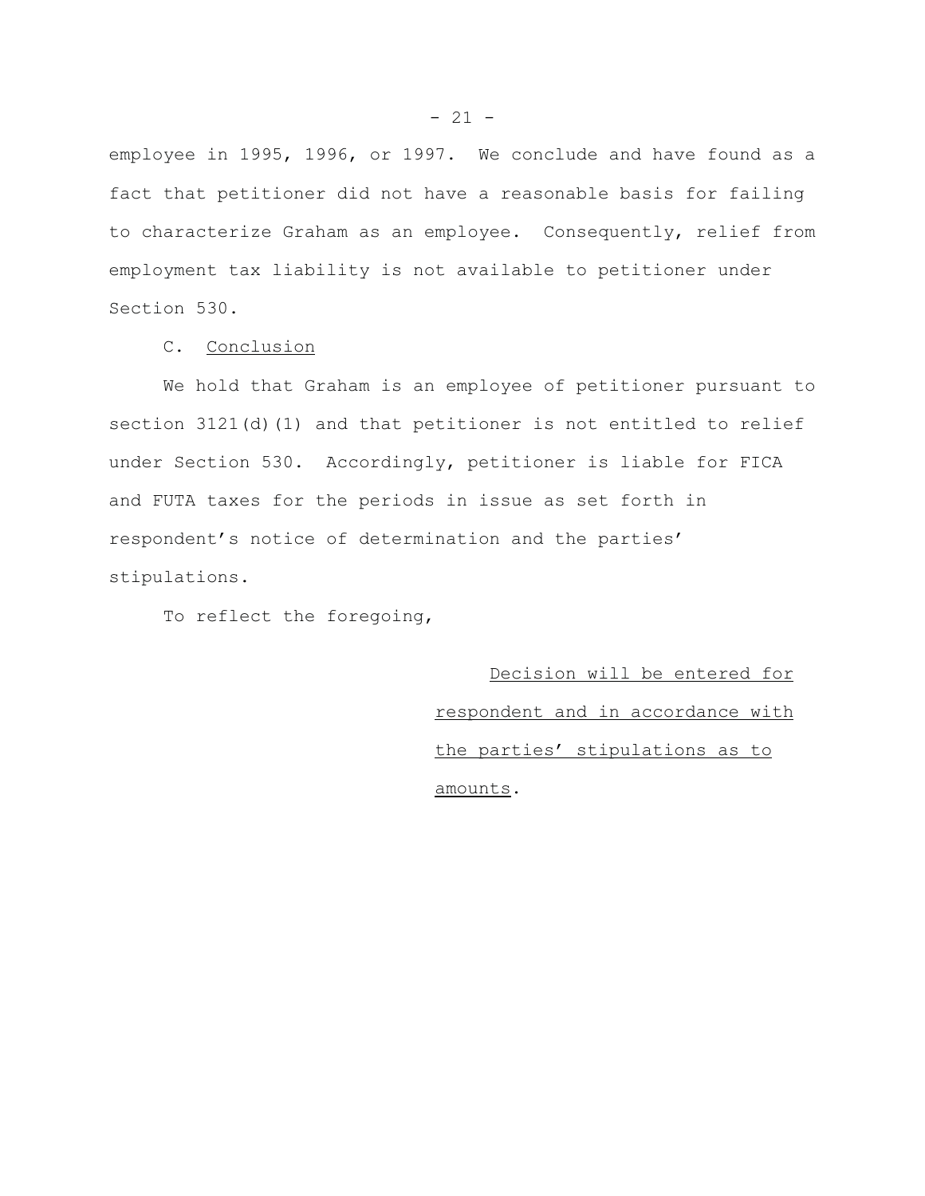employee in 1995, 1996, or 1997. We conclude and have found as a fact that petitioner did not have a reasonable basis for failing to characterize Graham as an employee. Consequently, relief from employment tax liability is not available to petitioner under Section 530.

C. Conclusion

We hold that Graham is an employee of petitioner pursuant to section 3121(d)(1) and that petitioner is not entitled to relief under Section 530. Accordingly, petitioner is liable for FICA and FUTA taxes for the periods in issue as set forth in respondent's notice of determination and the parties' stipulations.

To reflect the foregoing,

Decision will be entered for respondent and in accordance with the parties' stipulations as to amounts.